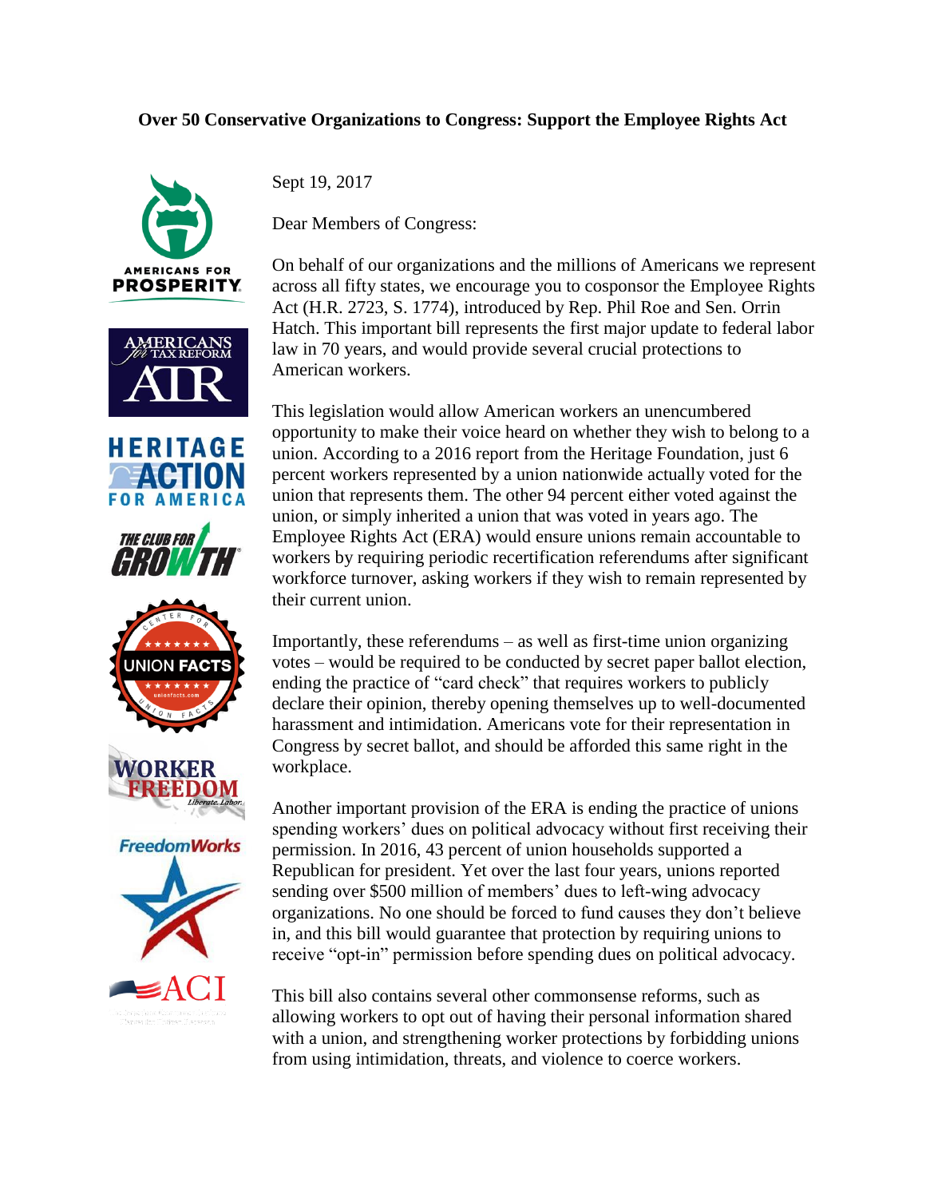**Over 50 Conservative Organizations to Congress: Support the Employee Rights Act**

Sept 19, 2017

Dear Members of Congress:

On behalf of our organizations and the millions of Americans we represent across all fifty states, we encourage you to cosponsor the Employee Rights Act (H.R. 2723, S. 1774), introduced by Rep. Phil Roe and Sen. Orrin Hatch. This important bill represents the first major update to federal labor law in 70 years, and would provide several crucial protections to American workers.

This legislation would allow American workers an unencumbered opportunity to make their voice heard on whether they wish to belong to a union. According to a 2016 report from the Heritage Foundation, just 6 percent workers represented by a union nationwide actually voted for the union that represents them. The other 94 percent either voted against the union, or simply inherited a union that was voted in years ago. The Employee Rights Act (ERA) would ensure unions remain accountable to workers by requiring periodic recertification referendums after significant workforce turnover, asking workers if they wish to remain represented by their current union.

Importantly, these referendums – as well as first-time union organizing votes – would be required to be conducted by secret paper ballot election, ending the practice of "card check" that requires workers to publicly declare their opinion, thereby opening themselves up to well-documented harassment and intimidation. Americans vote for their representation in Congress by secret ballot, and should be afforded this same right in the workplace.

Another important provision of the ERA is ending the practice of unions spending workers' dues on political advocacy without first receiving their permission. In 2016, 43 percent of union households supported a Republican for president. Yet over the last four years, unions reported sending over $500 million of members' dues to left-wing advocacy organizations. No one should be forced to fund causes they don't believe in, and this bill would guarantee that protection by requiring unions to receive "opt-in" permission before spending dues on political advocacy.

This bill also contains several other commonsense reforms, such as allowing workers to opt out of having their personal information shared with a union, and strengthening worker protections by forbidding unions from using intimidation, threats, and violence to coerce workers.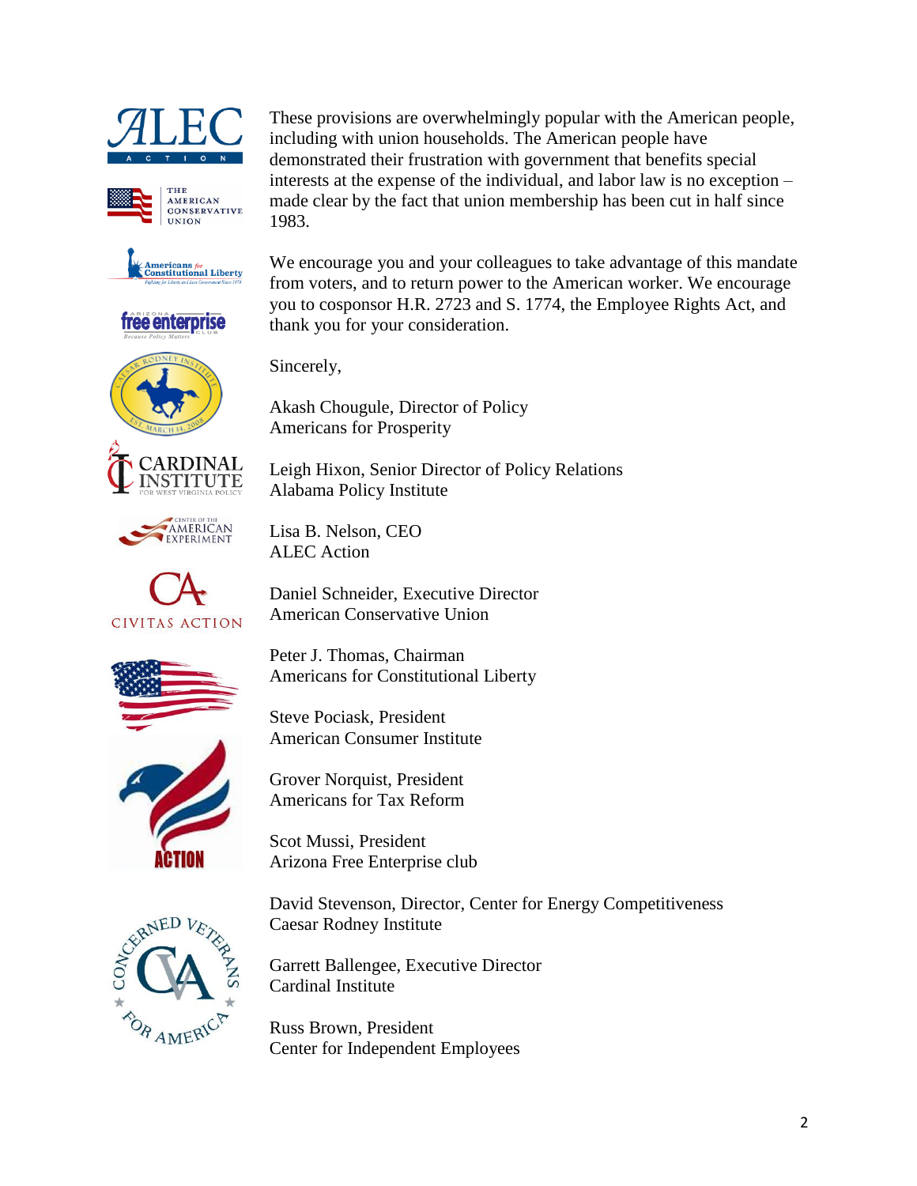These provisions are overwhelmingly popular with the American people, including with union households. The American people have demonstrated their frustration with government that benefits special interests at the expense of the individual, and labor law is no exception – made clear by the fact that union membership has been cut in half since 1983.

We encourage you and your colleagues to take advantage of this mandate from voters, and to return power to the American worker. We encourage you to cosponsor H.R. 2723 and S. 1774, the Employee Rights Act, and thank you for your consideration.

Sincerely,

Akash Chougule, Director of Policy
Americans for Prosperity

Leigh Hixon, Senior Director of Policy Relations
Alabama Policy Institute

Lisa B. Nelson, CEO
ALEC Action

Daniel Schneider, Executive Director
American Conservative Union

Peter J. Thomas, Chairman
Americans for Constitutional Liberty

Steve Pociask, President
American Consumer Institute

Grover Norquist, President
Americans for Tax Reform

Scot Mussi, President
Arizona Free Enterprise club

David Stevenson, Director, Center for Energy Competitiveness
Caesar Rodney Institute

Garrett Ballengee, Executive Director
Cardinal Institute

Russ Brown, President
Center for Independent Employees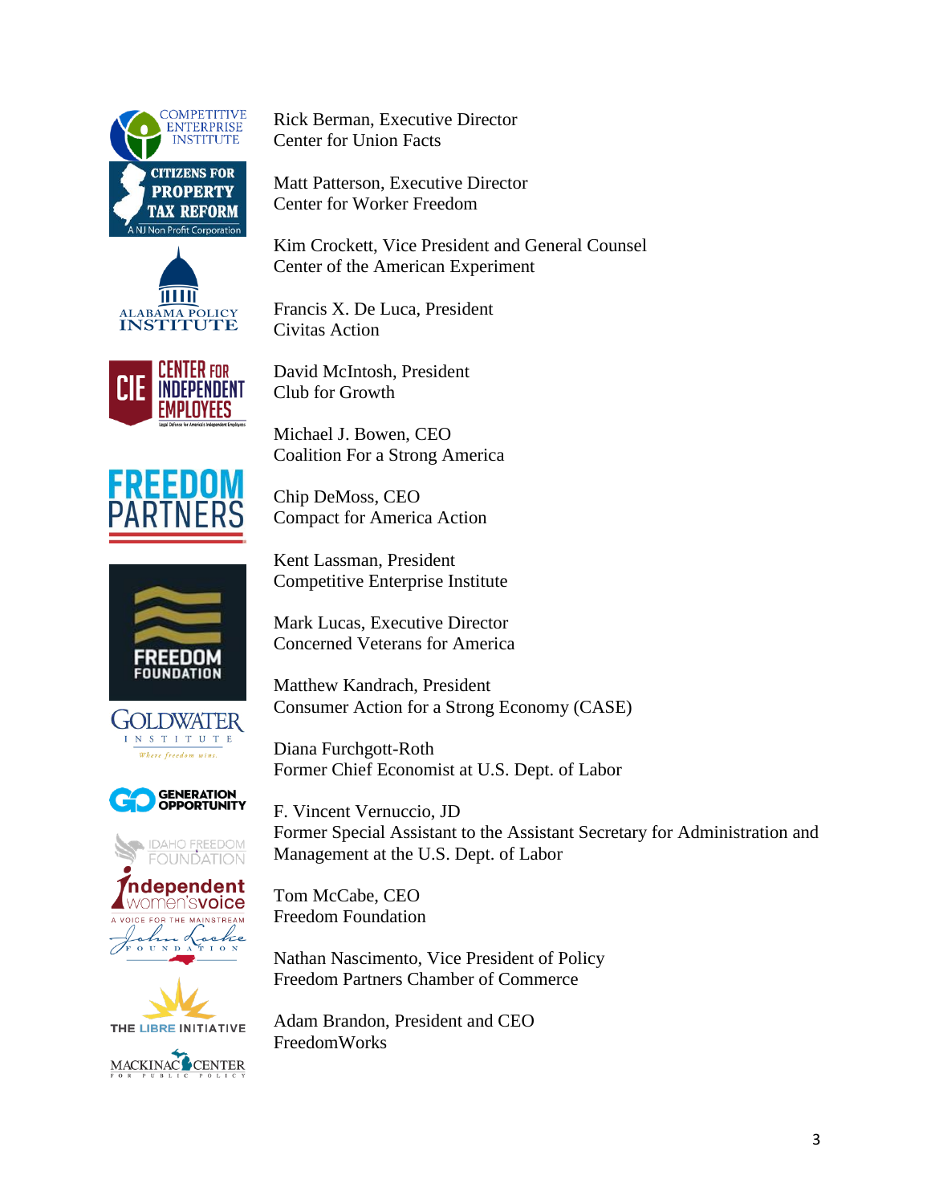Rick Berman, Executive Director
Center for Union Facts

Matt Patterson, Executive Director
Center for Worker Freedom

Kim Crockett, Vice President and General Counsel
Center of the American Experiment

Francis X. De Luca, President
Civitas Action

David McIntosh, President
Club for Growth

Michael J. Bowen, CEO
Coalition For a Strong America

Chip DeMoss, CEO
Compact for America Action

Kent Lassman, President
Competitive Enterprise Institute

Mark Lucas, Executive Director
Concerned Veterans for America

Matthew Kandrach, President
Consumer Action for a Strong Economy (CASE)

Diana Furchgott-Roth
Former Chief Economist at U.S. Dept. of Labor

F. Vincent Vernuccio, JD
Former Special Assistant to the Assistant Secretary for Administration and Management at the U.S. Dept. of Labor

Tom McCabe, CEO
Freedom Foundation

Nathan Nascimento, Vice President of Policy
Freedom Partners Chamber of Commerce

Adam Brandon, President and CEO
FreedomWorks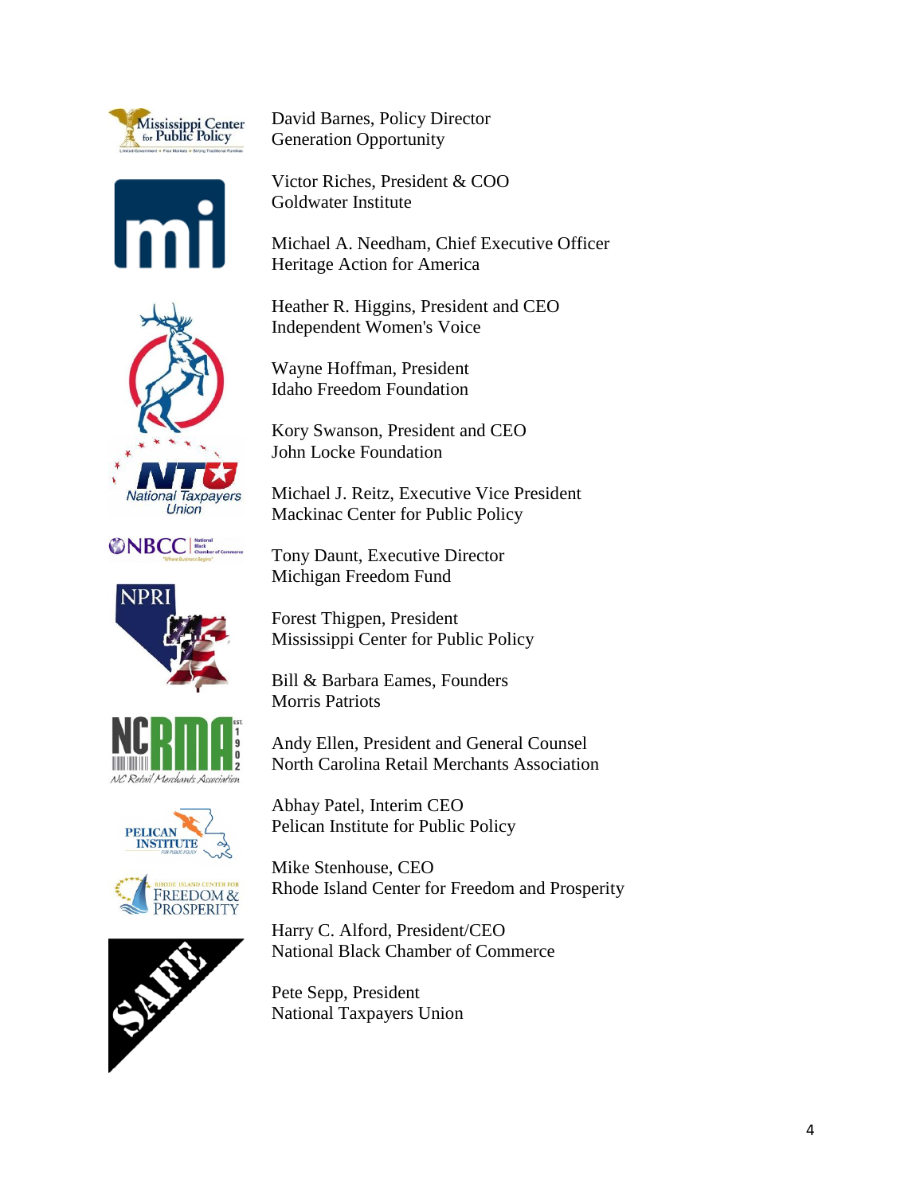David Barnes, Policy Director
Generation Opportunity

Victor Riches, President & COO
Goldwater Institute

Michael A. Needham, Chief Executive Officer
Heritage Action for America

Heather R. Higgins, President and CEO
Independent Women's Voice

Wayne Hoffman, President
Idaho Freedom Foundation

Kory Swanson, President and CEO
John Locke Foundation

Michael J. Reitz, Executive Vice President
Mackinac Center for Public Policy

Tony Daunt, Executive Director
Michigan Freedom Fund

Forest Thigpen, President
Mississippi Center for Public Policy

Bill & Barbara Eames, Founders
Morris Patriots

Andy Ellen, President and General Counsel
North Carolina Retail Merchants Association

Abhay Patel, Interim CEO
Pelican Institute for Public Policy

Mike Stenhouse, CEO
Rhode Island Center for Freedom and Prosperity

Harry C. Alford, President/CEO
National Black Chamber of Commerce

Pete Sepp, President
National Taxpayers Union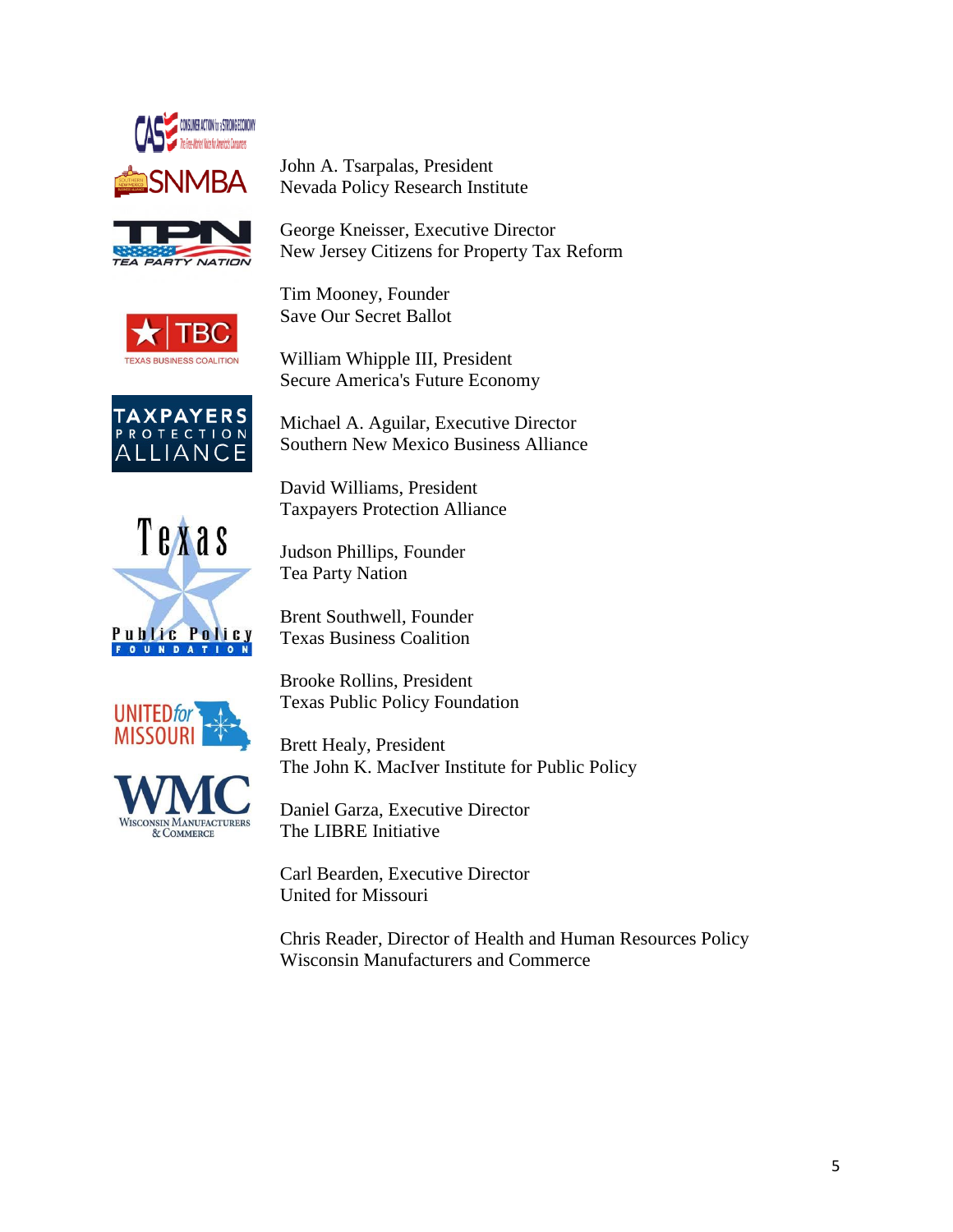John A. Tsarpalas, President
Nevada Policy Research Institute

George Kneisser, Executive Director
New Jersey Citizens for Property Tax Reform

Tim Mooney, Founder
Save Our Secret Ballot

William Whipple III, President
Secure America's Future Economy

Michael A. Aguilar, Executive Director
Southern New Mexico Business Alliance

David Williams, President
Taxpayers Protection Alliance

Judson Phillips, Founder
Tea Party Nation

Brent Southwell, Founder
Texas Business Coalition

Brooke Rollins, President
Texas Public Policy Foundation

Brett Healy, President
The John K. MacIver Institute for Public Policy

Daniel Garza, Executive Director
The LIBRE Initiative

Carl Bearden, Executive Director
United for Missouri

Chris Reader, Director of Health and Human Resources Policy
Wisconsin Manufacturers and Commerce